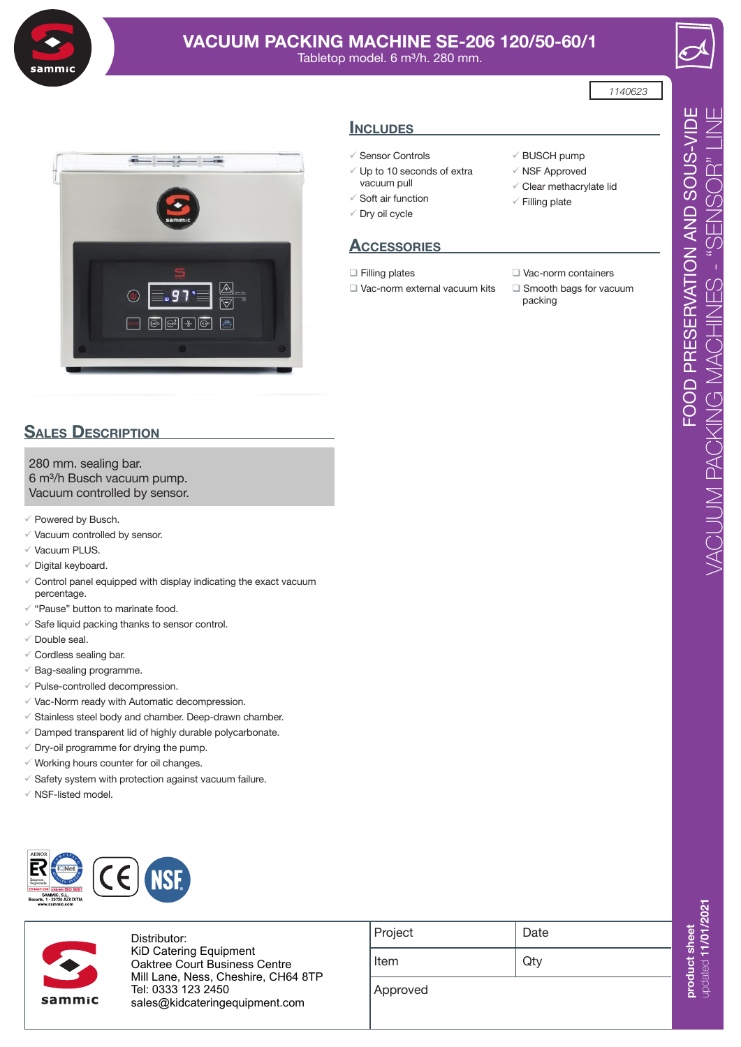# VACUUM PACKING MACHINE SE-206 120/50-60/1

Tabletop model. 6 m³/h. 280 mm.

1140623

## Includes

- ✓ Sensor Controls
- ✓ Up to 10 seconds of extra vacuum pull
- ✓ Soft air function
- ✓ Dry oil cycle
- ✓ BUSCH pump
- ✓ NSF Approved
- ✓ Clear methacrylate lid
- ✓ Filling plate

## Accessories

- ❑ Filling plates
- ❑ Vac-norm external vacuum kits
- ❑ Vac-norm containers
- ❑ Smooth bags for vacuum packing

## Sales Description

280 mm. sealing bar.
6 m³/h Busch vacuum pump.
Vacuum controlled by sensor.

- ✓ Powered by Busch.
- ✓ Vacuum controlled by sensor.
- ✓ Vacuum PLUS.
- ✓ Digital keyboard.
- ✓ Control panel equipped with display indicating the exact vacuum percentage.
- ✓ "Pause" button to marinate food.
- ✓ Safe liquid packing thanks to sensor control.
- ✓ Double seal.
- ✓ Cordless sealing bar.
- ✓ Bag-sealing programme.
- ✓ Pulse-controlled decompression.
- ✓ Vac-Norm ready with Automatic decompression.
- ✓ Stainless steel body and chamber. Deep-drawn chamber.
- ✓ Damped transparent lid of highly durable polycarbonate.
- ✓ Dry-oil programme for drying the pump.
- ✓ Working hours counter for oil changes.
- ✓ Safety system with protection against vacuum failure.
- ✓ NSF-listed model.

FOOD PRESERVATION AND SOUS-VIDE
VACUUM PACKING MACHINES - "SENSOR" LINE

Distributor:
KiD Catering Equipment
Oaktree Court Business Centre
Mill Lane, Ness, Cheshire, CH64 8TP
Tel: 0333 123 2450
sales@kidcateringequipment.com

| | |
|---|---|
| Project | Date |
| Item | Qty |
| Approved | |

product sheet
updated 11/01/2021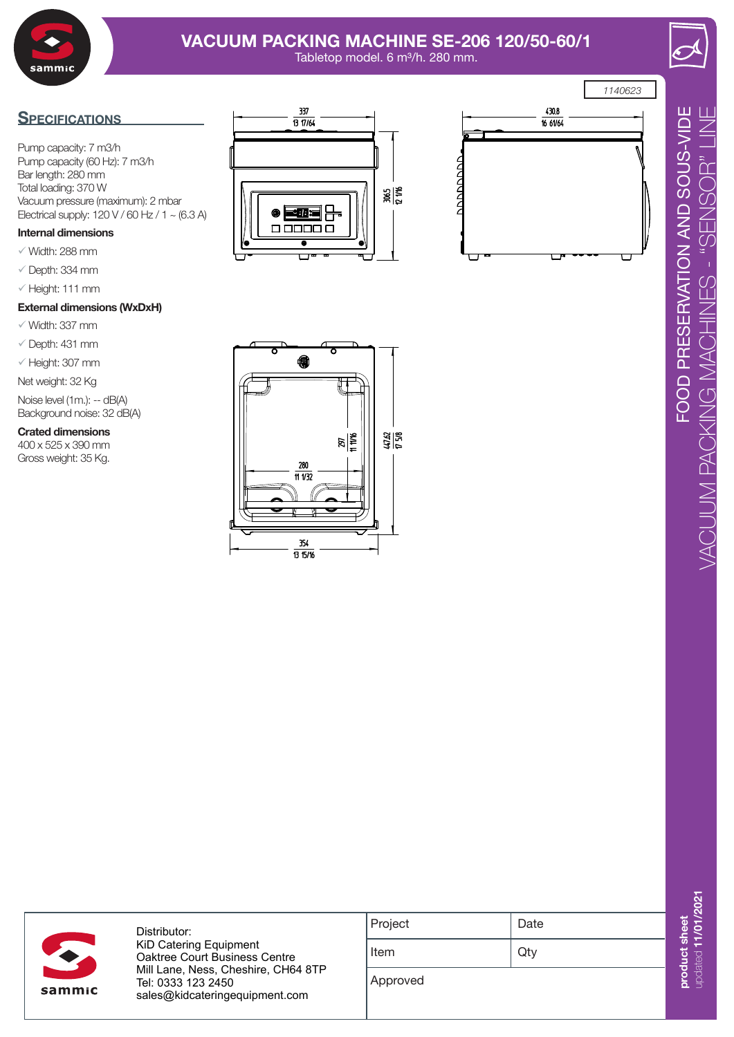# VACUUM PACKING MACHINE SE-206 120/50-60/1

Tabletop model. 6 m³/h. 280 mm.

1140623

## SPECIFICATIONS

Pump capacity: 7 m3/h
Pump capacity (60 Hz): 7 m3/h
Bar length: 280 mm
Total loading: 370 W
Vacuum pressure (maximum): 2 mbar
Electrical supply: 120 V / 60 Hz / 1 ~ (6.3 A)

**Internal dimensions**

- ✓ Width: 288 mm
- ✓ Depth: 334 mm
- ✓ Height: 111 mm

**External dimensions (WxDxH)**

- ✓ Width: 337 mm
- ✓ Depth: 431 mm
- ✓ Height: 307 mm

Net weight: 32 Kg

Noise level (1m.): -- dB(A)
Background noise: 32 dB(A)

**Crated dimensions**
400 x 525 x 390 mm
Gross weight: 35 Kg.

337
13 17/64

306.5
12 1/16

430.8
16 61/64

297
11 11/16

447.62
17 5/8

280
11 1/32

354
13 15/16

FOOD PRESERVATION AND SOUS-VIDE
VACUUM PACKING MACHINES - "SENSOR" LINE

Distributor:
KiD Catering Equipment
Oaktree Court Business Centre
Mill Lane, Ness, Cheshire, CH64 8TP
Tel: 0333 123 2450
sales@kidcateringequipment.com

| | |
|---|---|
| Project | Date |
| Item | Qty |
| Approved | |

**product sheet**
updated **11/01/2021**